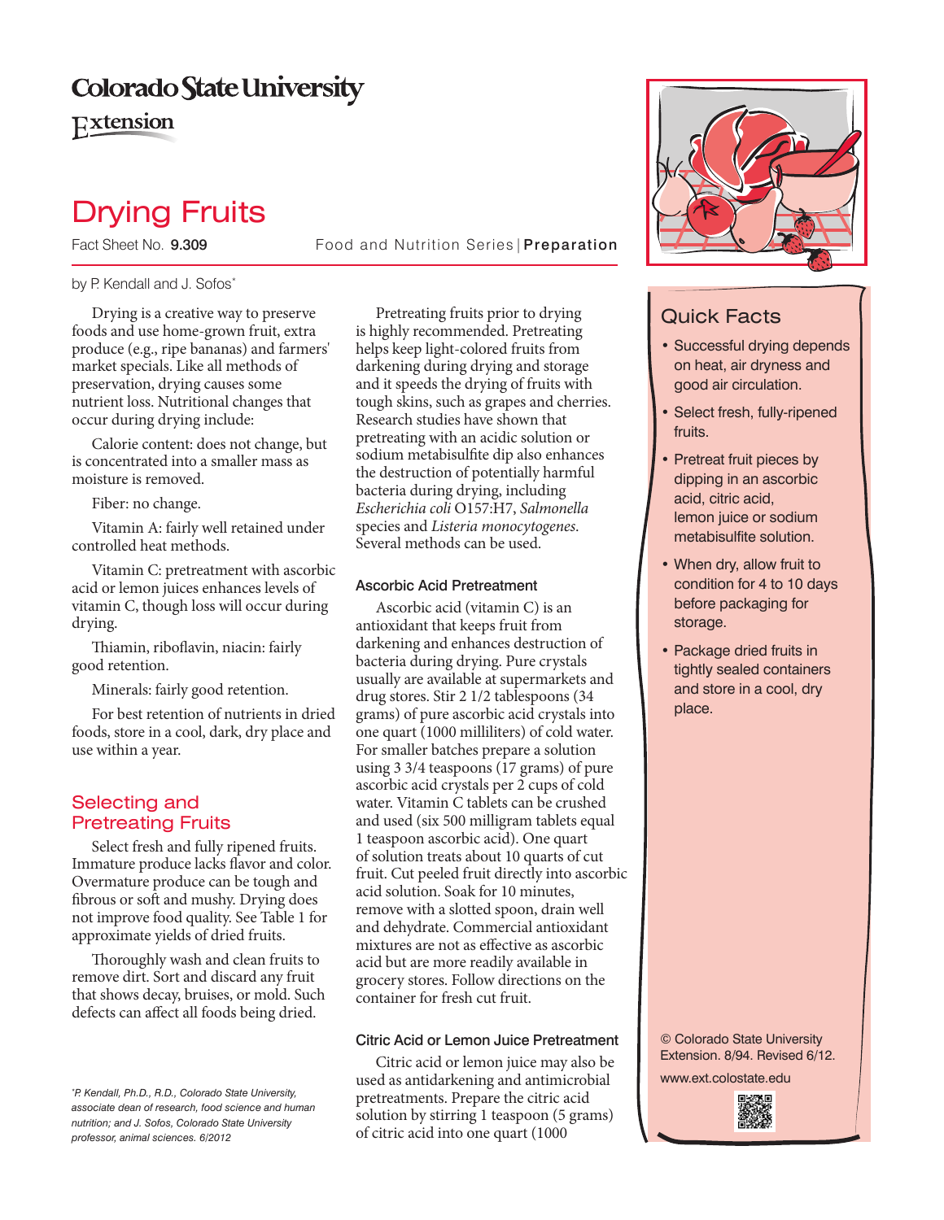Colorado State University Extension

# Drying Fruits

Fact Sheet No. **9.309** Food and Nutrition Series | **Preparation**

by P. Kendall and J. Sofos*

Drying is a creative way to preserve foods and use home-grown fruit, extra produce (e.g., ripe bananas) and farmers' market specials. Like all methods of preservation, drying causes some nutrient loss. Nutritional changes that occur during drying include:

Calorie content: does not change, but is concentrated into a smaller mass as moisture is removed.

Fiber: no change.

Vitamin A: fairly well retained under controlled heat methods.

Vitamin C: pretreatment with ascorbic acid or lemon juices enhances levels of vitamin C, though loss will occur during drying.

Thiamin, riboflavin, niacin: fairly good retention.

Minerals: fairly good retention.

For best retention of nutrients in dried foods, store in a cool, dark, dry place and use within a year.

## Selecting and Pretreating Fruits

Select fresh and fully ripened fruits. Immature produce lacks flavor and color. Overmature produce can be tough and fibrous or soft and mushy. Drying does not improve food quality. See Table 1 for approximate yields of dried fruits.

Thoroughly wash and clean fruits to remove dirt. Sort and discard any fruit that shows decay, bruises, or mold. Such defects can affect all foods being dried.

Pretreating fruits prior to drying is highly recommended. Pretreating helps keep light-colored fruits from darkening during drying and storage and it speeds the drying of fruits with tough skins, such as grapes and cherries. Research studies have shown that pretreating with an acidic solution or sodium metabisulfite dip also enhances the destruction of potentially harmful bacteria during drying, including *Escherichia coli* O157:H7, *Salmonella* species and *Listeria monocytogenes*. Several methods can be used.

### Ascorbic Acid Pretreatment

Ascorbic acid (vitamin C) is an antioxidant that keeps fruit from darkening and enhances destruction of bacteria during drying. Pure crystals usually are available at supermarkets and drug stores. Stir 2 1/2 tablespoons (34 grams) of pure ascorbic acid crystals into one quart (1000 milliliters) of cold water. For smaller batches prepare a solution using 3 3/4 teaspoons (17 grams) of pure ascorbic acid crystals per 2 cups of cold water. Vitamin C tablets can be crushed and used (six 500 milligram tablets equal 1 teaspoon ascorbic acid). One quart of solution treats about 10 quarts of cut fruit. Cut peeled fruit directly into ascorbic acid solution. Soak for 10 minutes, remove with a slotted spoon, drain well and dehydrate. Commercial antioxidant mixtures are not as effective as ascorbic acid but are more readily available in grocery stores. Follow directions on the container for fresh cut fruit.

### Citric Acid or Lemon Juice Pretreatment

Citric acid or lemon juice may also be used as antidarkening and antimicrobial pretreatments. Prepare the citric acid solution by stirring 1 teaspoon (5 grams) of citric acid into one quart (1000

## Quick Facts

- Successful drying depends on heat, air dryness and good air circulation.
- Select fresh, fully-ripened fruits.
- Pretreat fruit pieces by dipping in an ascorbic acid, citric acid, lemon juice or sodium metabisulfite solution.
- When dry, allow fruit to condition for 4 to 10 days before packaging for storage.
- Package dried fruits in tightly sealed containers and store in a cool, dry place.

© Colorado State University Extension. 8/94. Revised 6/12.

www.ext.colostate.edu

*P. Kendall, Ph.D., R.D., Colorado State University, associate dean of research, food science and human nutrition; and J. Sofos, Colorado State University professor, animal sciences. 6/2012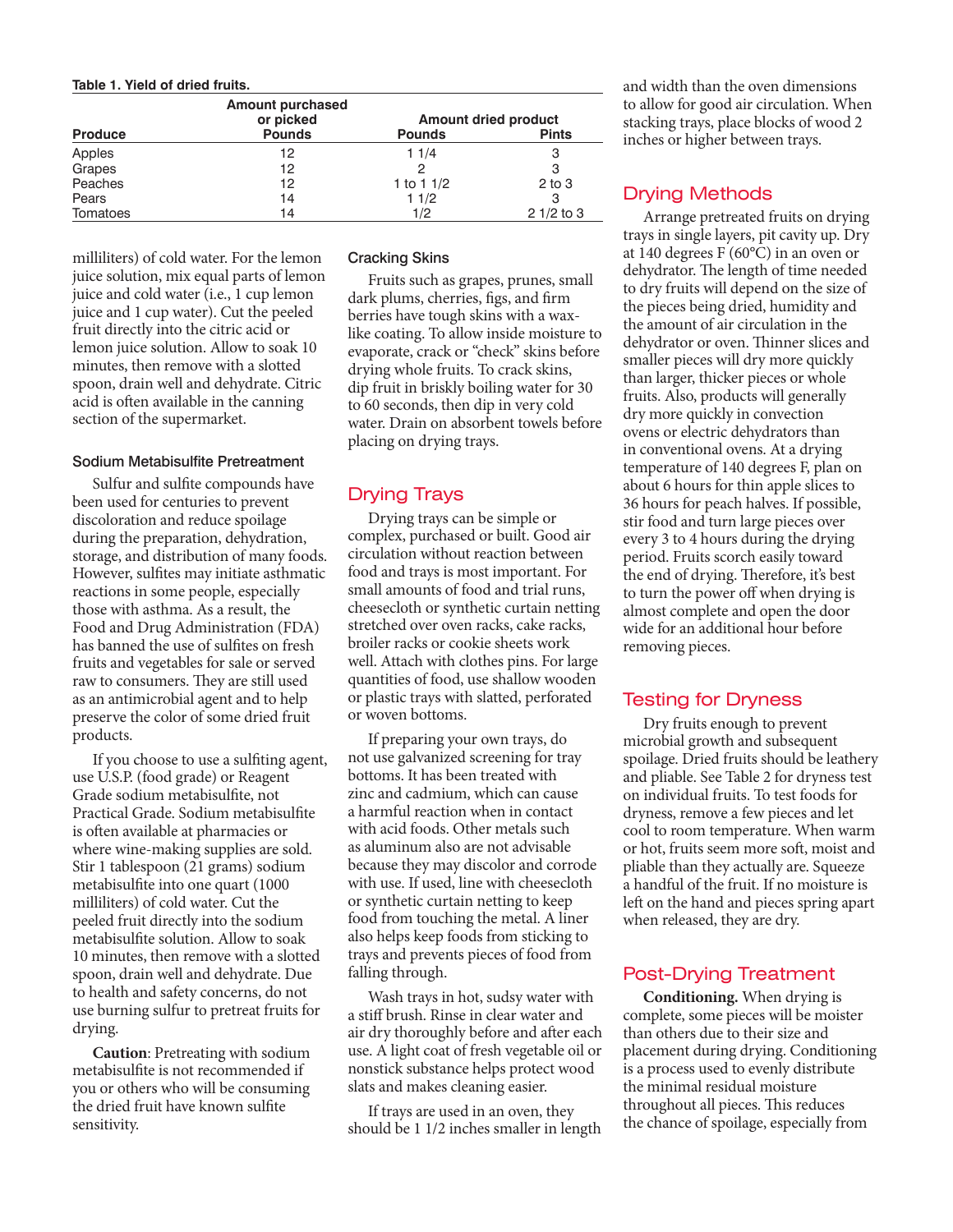**Table 1. Yield of dried fruits.**

| Produce | Amount purchased or picked Pounds | Amount dried product Pounds | Pints |
|---|---|---|---|
| Apples | 12 | 1 1/4 | 3 |
| Grapes | 12 | 2 | 3 |
| Peaches | 12 | 1 to 1 1/2 | 2 to 3 |
| Pears | 14 | 1 1/2 | 3 |
| Tomatoes | 14 | 1/2 | 2 1/2 to 3 |

milliliters) of cold water. For the lemon juice solution, mix equal parts of lemon juice and cold water (i.e., 1 cup lemon juice and 1 cup water). Cut the peeled fruit directly into the citric acid or lemon juice solution. Allow to soak 10 minutes, then remove with a slotted spoon, drain well and dehydrate. Citric acid is often available in the canning section of the supermarket.

### Sodium Metabisulfite Pretreatment

Sulfur and sulfite compounds have been used for centuries to prevent discoloration and reduce spoilage during the preparation, dehydration, storage, and distribution of many foods. However, sulfites may initiate asthmatic reactions in some people, especially those with asthma. As a result, the Food and Drug Administration (FDA) has banned the use of sulfites on fresh fruits and vegetables for sale or served raw to consumers. They are still used as an antimicrobial agent and to help preserve the color of some dried fruit products.

If you choose to use a sulfiting agent, use U.S.P. (food grade) or Reagent Grade sodium metabisulfite, not Practical Grade. Sodium metabisulfite is often available at pharmacies or where wine-making supplies are sold. Stir 1 tablespoon (21 grams) sodium metabisulfite into one quart (1000 milliliters) of cold water. Cut the peeled fruit directly into the sodium metabisulfite solution. Allow to soak 10 minutes, then remove with a slotted spoon, drain well and dehydrate. Due to health and safety concerns, do not use burning sulfur to pretreat fruits for drying.

**Caution**: Pretreating with sodium metabisulfite is not recommended if you or others who will be consuming the dried fruit have known sulfite sensitivity.

### Cracking Skins

Fruits such as grapes, prunes, small dark plums, cherries, figs, and firm berries have tough skins with a wax-like coating. To allow inside moisture to evaporate, crack or "check" skins before drying whole fruits. To crack skins, dip fruit in briskly boiling water for 30 to 60 seconds, then dip in very cold water. Drain on absorbent towels before placing on drying trays.

## Drying Trays

Drying trays can be simple or complex, purchased or built. Good air circulation without reaction between food and trays is most important. For small amounts of food and trial runs, cheesecloth or synthetic curtain netting stretched over oven racks, cake racks, broiler racks or cookie sheets work well. Attach with clothes pins. For large quantities of food, use shallow wooden or plastic trays with slatted, perforated or woven bottoms.

If preparing your own trays, do not use galvanized screening for tray bottoms. It has been treated with zinc and cadmium, which can cause a harmful reaction when in contact with acid foods. Other metals such as aluminum also are not advisable because they may discolor and corrode with use. If used, line with cheesecloth or synthetic curtain netting to keep food from touching the metal. A liner also helps keep foods from sticking to trays and prevents pieces of food from falling through.

Wash trays in hot, sudsy water with a stiff brush. Rinse in clear water and air dry thoroughly before and after each use. A light coat of fresh vegetable oil or nonstick substance helps protect wood slats and makes cleaning easier.

If trays are used in an oven, they should be 1 1/2 inches smaller in length and width than the oven dimensions to allow for good air circulation. When stacking trays, place blocks of wood 2 inches or higher between trays.

## Drying Methods

Arrange pretreated fruits on drying trays in single layers, pit cavity up. Dry at 140 degrees F (60°C) in an oven or dehydrator. The length of time needed to dry fruits will depend on the size of the pieces being dried, humidity and the amount of air circulation in the dehydrator or oven. Thinner slices and smaller pieces will dry more quickly than larger, thicker pieces or whole fruits. Also, products will generally dry more quickly in convection ovens or electric dehydrators than in conventional ovens. At a drying temperature of 140 degrees F, plan on about 6 hours for thin apple slices to 36 hours for peach halves. If possible, stir food and turn large pieces over every 3 to 4 hours during the drying period. Fruits scorch easily toward the end of drying. Therefore, it's best to turn the power off when drying is almost complete and open the door wide for an additional hour before removing pieces.

## Testing for Dryness

Dry fruits enough to prevent microbial growth and subsequent spoilage. Dried fruits should be leathery and pliable. See Table 2 for dryness test on individual fruits. To test foods for dryness, remove a few pieces and let cool to room temperature. When warm or hot, fruits seem more soft, moist and pliable than they actually are. Squeeze a handful of the fruit. If no moisture is left on the hand and pieces spring apart when released, they are dry.

## Post-Drying Treatment

**Conditioning.** When drying is complete, some pieces will be moister than others due to their size and placement during drying. Conditioning is a process used to evenly distribute the minimal residual moisture throughout all pieces. This reduces the chance of spoilage, especially from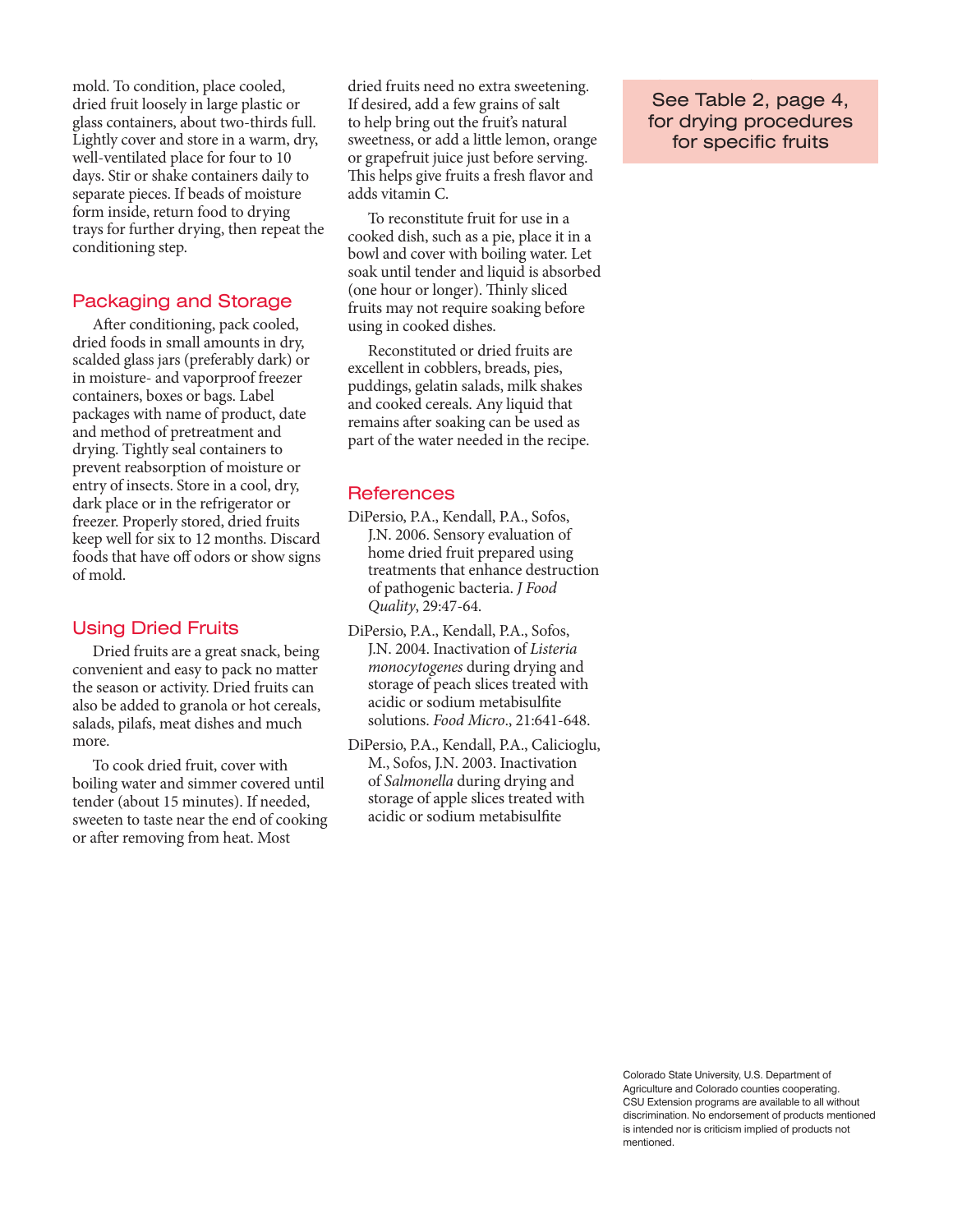mold. To condition, place cooled, dried fruit loosely in large plastic or glass containers, about two-thirds full. Lightly cover and store in a warm, dry, well-ventilated place for four to 10 days. Stir or shake containers daily to separate pieces. If beads of moisture form inside, return food to drying trays for further drying, then repeat the conditioning step.

## Packaging and Storage

After conditioning, pack cooled, dried foods in small amounts in dry, scalded glass jars (preferably dark) or in moisture- and vaporproof freezer containers, boxes or bags. Label packages with name of product, date and method of pretreatment and drying. Tightly seal containers to prevent reabsorption of moisture or entry of insects. Store in a cool, dry, dark place or in the refrigerator or freezer. Properly stored, dried fruits keep well for six to 12 months. Discard foods that have off odors or show signs of mold.

## Using Dried Fruits

Dried fruits are a great snack, being convenient and easy to pack no matter the season or activity. Dried fruits can also be added to granola or hot cereals, salads, pilafs, meat dishes and much more.

To cook dried fruit, cover with boiling water and simmer covered until tender (about 15 minutes). If needed, sweeten to taste near the end of cooking or after removing from heat. Most dried fruits need no extra sweetening. If desired, add a few grains of salt to help bring out the fruit's natural sweetness, or add a little lemon, orange or grapefruit juice just before serving. This helps give fruits a fresh flavor and adds vitamin C.

To reconstitute fruit for use in a cooked dish, such as a pie, place it in a bowl and cover with boiling water. Let soak until tender and liquid is absorbed (one hour or longer). Thinly sliced fruits may not require soaking before using in cooked dishes.

Reconstituted or dried fruits are excellent in cobblers, breads, pies, puddings, gelatin salads, milk shakes and cooked cereals. Any liquid that remains after soaking can be used as part of the water needed in the recipe.

## References

DiPersio, P.A., Kendall, P.A., Sofos, J.N. 2006. Sensory evaluation of home dried fruit prepared using treatments that enhance destruction of pathogenic bacteria. *J Food Quality*, 29:47-64.

DiPersio, P.A., Kendall, P.A., Sofos, J.N. 2004. Inactivation of *Listeria monocytogenes* during drying and storage of peach slices treated with acidic or sodium metabisulfite solutions. *Food Micro*., 21:641-648.

DiPersio, P.A., Kendall, P.A., Calicioglu, M., Sofos, J.N. 2003. Inactivation of *Salmonella* during drying and storage of apple slices treated with acidic or sodium metabisulfite

See Table 2, page 4, for drying procedures for specific fruits

Colorado State University, U.S. Department of Agriculture and Colorado counties cooperating. CSU Extension programs are available to all without discrimination. No endorsement of products mentioned is intended nor is criticism implied of products not mentioned.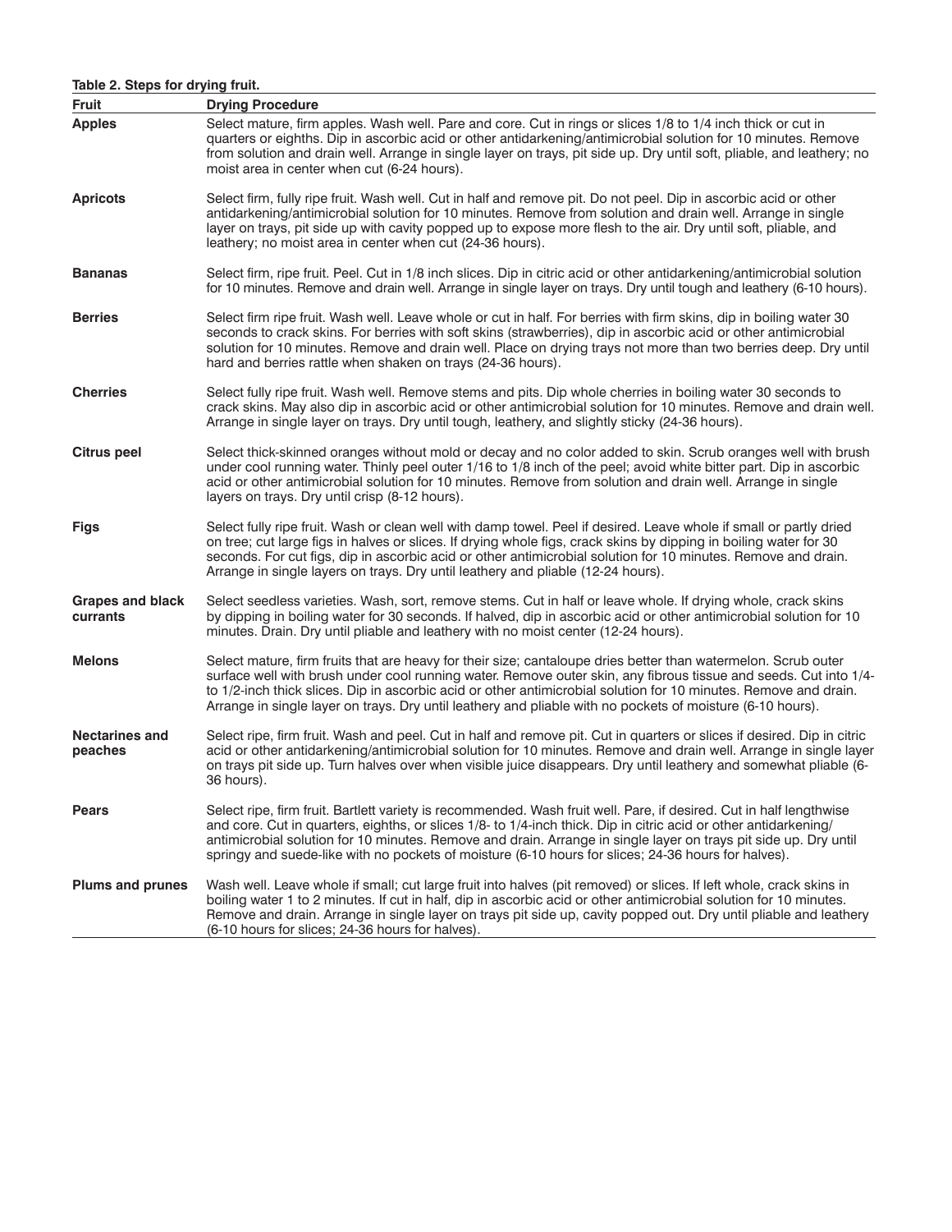**Table 2. Steps for drying fruit.**

| Fruit | Drying Procedure |
| --- | --- |
| **Apples** | Select mature, firm apples. Wash well. Pare and core. Cut in rings or slices 1/8 to 1/4 inch thick or cut in quarters or eighths. Dip in ascorbic acid or other antidarkening/antimicrobial solution for 10 minutes. Remove from solution and drain well. Arrange in single layer on trays, pit side up. Dry until soft, pliable, and leathery; no moist area in center when cut (6-24 hours). |
| **Apricots** | Select firm, fully ripe fruit. Wash well. Cut in half and remove pit. Do not peel. Dip in ascorbic acid or other antidarkening/antimicrobial solution for 10 minutes. Remove from solution and drain well. Arrange in single layer on trays, pit side up with cavity popped up to expose more flesh to the air. Dry until soft, pliable, and leathery; no moist area in center when cut (24-36 hours). |
| **Bananas** | Select firm, ripe fruit. Peel. Cut in 1/8 inch slices. Dip in citric acid or other antidarkening/antimicrobial solution for 10 minutes. Remove and drain well. Arrange in single layer on trays. Dry until tough and leathery (6-10 hours). |
| **Berries** | Select firm ripe fruit. Wash well. Leave whole or cut in half. For berries with firm skins, dip in boiling water 30 seconds to crack skins. For berries with soft skins (strawberries), dip in ascorbic acid or other antimicrobial solution for 10 minutes. Remove and drain well. Place on drying trays not more than two berries deep. Dry until hard and berries rattle when shaken on trays (24-36 hours). |
| **Cherries** | Select fully ripe fruit. Wash well. Remove stems and pits. Dip whole cherries in boiling water 30 seconds to crack skins. May also dip in ascorbic acid or other antimicrobial solution for 10 minutes. Remove and drain well. Arrange in single layer on trays. Dry until tough, leathery, and slightly sticky (24-36 hours). |
| **Citrus peel** | Select thick-skinned oranges without mold or decay and no color added to skin. Scrub oranges well with brush under cool running water. Thinly peel outer 1/16 to 1/8 inch of the peel; avoid white bitter part. Dip in ascorbic acid or other antimicrobial solution for 10 minutes. Remove from solution and drain well. Arrange in single layers on trays. Dry until crisp (8-12 hours). |
| **Figs** | Select fully ripe fruit. Wash or clean well with damp towel. Peel if desired. Leave whole if small or partly dried on tree; cut large figs in halves or slices. If drying whole figs, crack skins by dipping in boiling water for 30 seconds. For cut figs, dip in ascorbic acid or other antimicrobial solution for 10 minutes. Remove and drain. Arrange in single layers on trays. Dry until leathery and pliable (12-24 hours). |
| **Grapes and black currants** | Select seedless varieties. Wash, sort, remove stems. Cut in half or leave whole. If drying whole, crack skins by dipping in boiling water for 30 seconds. If halved, dip in ascorbic acid or other antimicrobial solution for 10 minutes. Drain. Dry until pliable and leathery with no moist center (12-24 hours). |
| **Melons** | Select mature, firm fruits that are heavy for their size; cantaloupe dries better than watermelon. Scrub outer surface well with brush under cool running water. Remove outer skin, any fibrous tissue and seeds. Cut into 1/4- to 1/2-inch thick slices. Dip in ascorbic acid or other antimicrobial solution for 10 minutes. Remove and drain. Arrange in single layer on trays. Dry until leathery and pliable with no pockets of moisture (6-10 hours). |
| **Nectarines and peaches** | Select ripe, firm fruit. Wash and peel. Cut in half and remove pit. Cut in quarters or slices if desired. Dip in citric acid or other antidarkening/antimicrobial solution for 10 minutes. Remove and drain well. Arrange in single layer on trays pit side up. Turn halves over when visible juice disappears. Dry until leathery and somewhat pliable (6-36 hours). |
| **Pears** | Select ripe, firm fruit. Bartlett variety is recommended. Wash fruit well. Pare, if desired. Cut in half lengthwise and core. Cut in quarters, eighths, or slices 1/8- to 1/4-inch thick. Dip in citric acid or other antidarkening/antimicrobial solution for 10 minutes. Remove and drain. Arrange in single layer on trays pit side up. Dry until springy and suede-like with no pockets of moisture (6-10 hours for slices; 24-36 hours for halves). |
| **Plums and prunes** | Wash well. Leave whole if small; cut large fruit into halves (pit removed) or slices. If left whole, crack skins in boiling water 1 to 2 minutes. If cut in half, dip in ascorbic acid or other antimicrobial solution for 10 minutes. Remove and drain. Arrange in single layer on trays pit side up, cavity popped out. Dry until pliable and leathery (6-10 hours for slices; 24-36 hours for halves). |